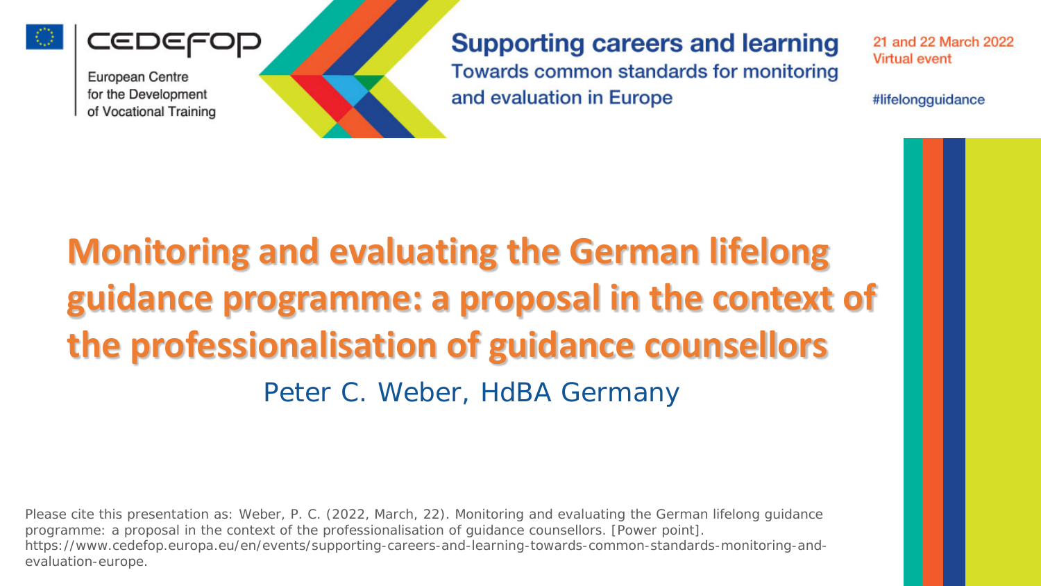CEDEFOP

European Centre for the Development of Vocational Training

**Supporting careers and learning**

Towards common standards for monitoring and evaluation in Europe

21 and 22 March 2022
Virtual event

#lifelongguidance

# Monitoring and evaluating the German lifelong guidance programme: a proposal in the context of the professionalisation of guidance counsellors

Peter C. Weber, HdBA Germany

Please cite this presentation as: Weber, P. C. (2022, March, 22). Monitoring and evaluating the German lifelong guidance programme: a proposal in the context of the professionalisation of guidance counsellors. [Power point]. https://www.cedefop.europa.eu/en/events/supporting-careers-and-learning-towards-common-standards-monitoring-and-evaluation-europe.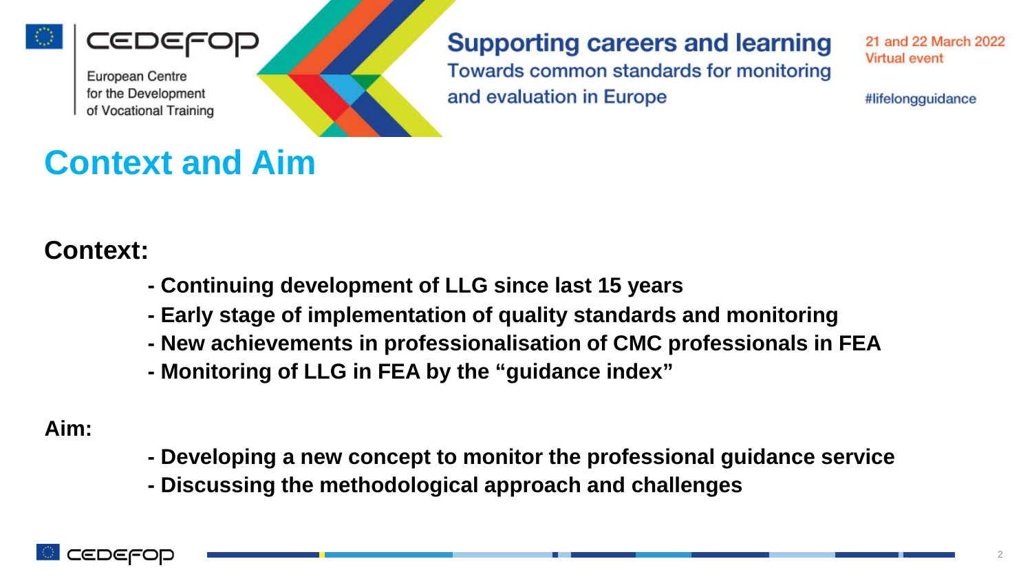# Context and Aim

**Context:**

- **Continuing development of LLG since last 15 years**
- **Early stage of implementation of quality standards and monitoring**
- **New achievements in professionalisation of CMC professionals in FEA**
- **Monitoring of LLG in FEA by the "guidance index"**

**Aim:**

- **Developing a new concept to monitor the professional guidance service**
- **Discussing the methodological approach and challenges**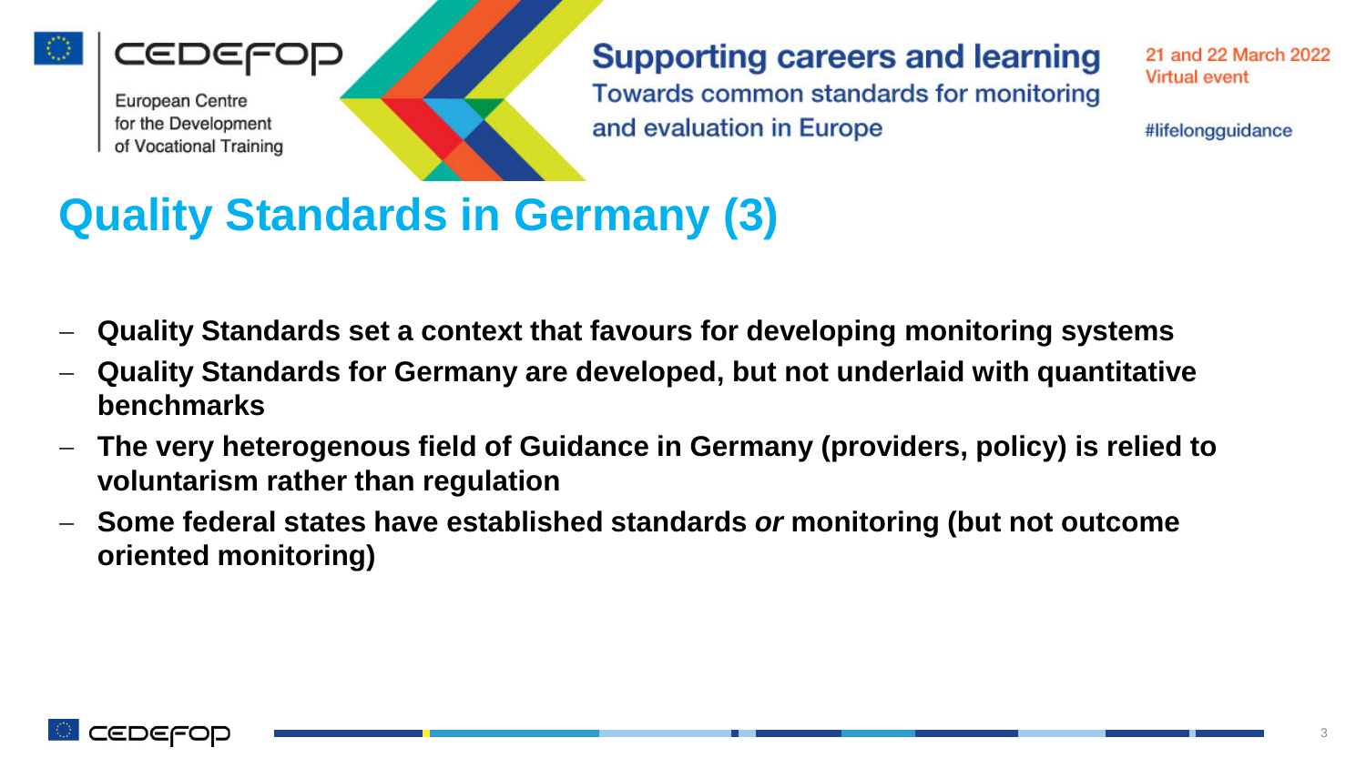# Quality Standards in Germany (3)

- **Quality Standards set a context that favours for developing monitoring systems**
- **Quality Standards for Germany are developed, but not underlaid with quantitative benchmarks**
- **The very heterogenous field of Guidance in Germany (providers, policy) is relied to voluntarism rather than regulation**
- **Some federal states have established standards *or* monitoring (but not outcome oriented monitoring)**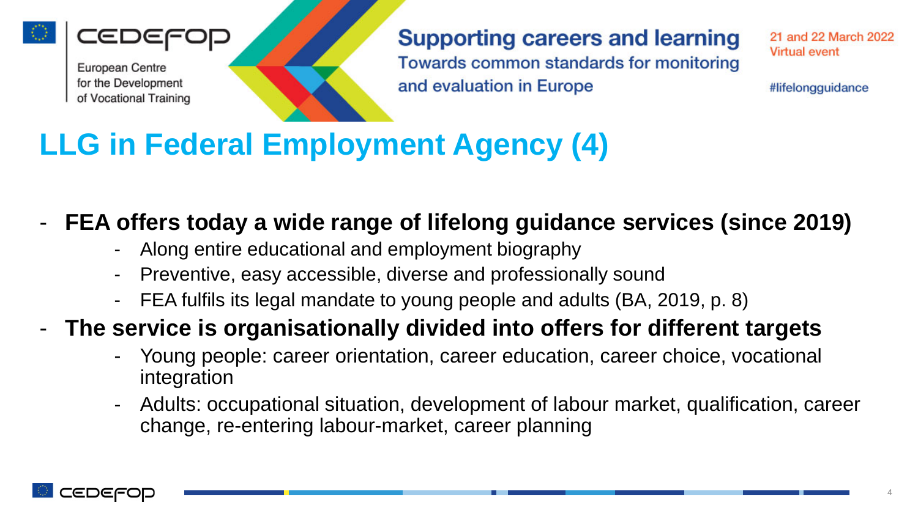# LLG in Federal Employment Agency (4)

- **FEA offers today a wide range of lifelong guidance services (since 2019)**
  - Along entire educational and employment biography
  - Preventive, easy accessible, diverse and professionally sound
  - FEA fulfils its legal mandate to young people and adults (BA, 2019, p. 8)
- **The service is organisationally divided into offers for different targets**
  - Young people: career orientation, career education, career choice, vocational integration
  - Adults: occupational situation, development of labour market, qualification, career change, re-entering labour-market, career planning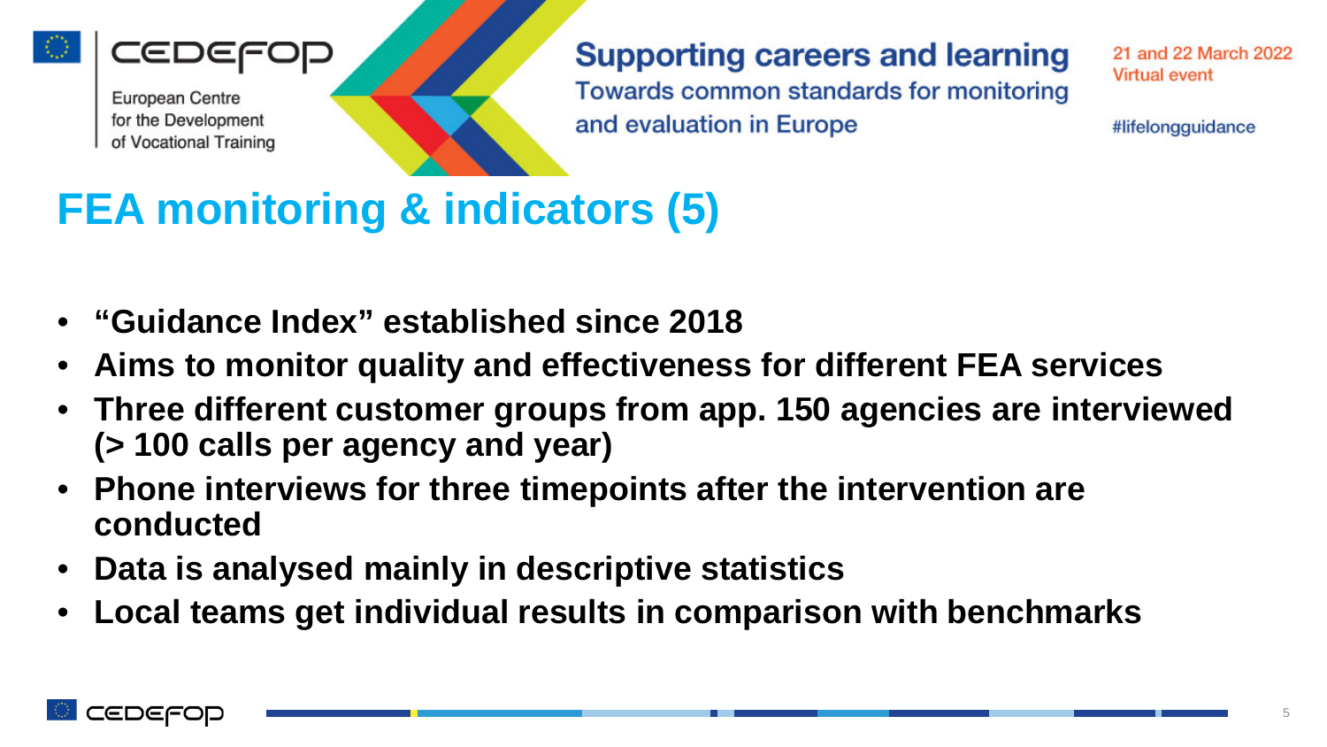# FEA monitoring & indicators (5)

- **"Guidance Index" established since 2018**
- **Aims to monitor quality and effectiveness for different FEA services**
- **Three different customer groups from app. 150 agencies are interviewed (> 100 calls per agency and year)**
- **Phone interviews for three timepoints after the intervention are conducted**
- **Data is analysed mainly in descriptive statistics**
- **Local teams get individual results in comparison with benchmarks**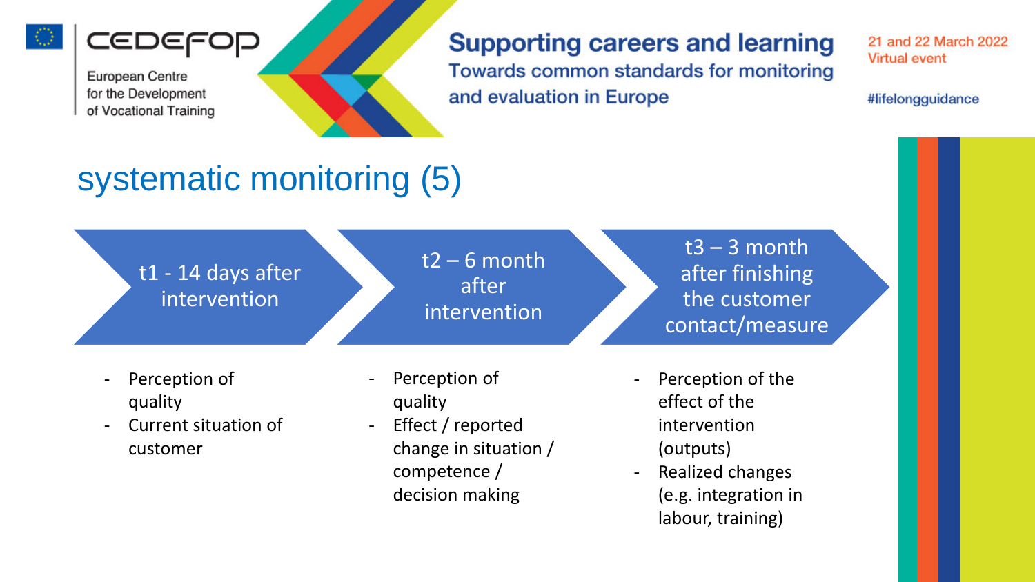# systematic monitoring (5)

**t1 - 14 days after intervention**

- Perception of quality
- Current situation of customer

**t2 – 6 month after intervention**

- Perception of quality
- Effect / reported change in situation / competence / decision making

**t3 – 3 month after finishing the customer contact/measure**

- Perception of the effect of the intervention (outputs)
- Realized changes (e.g. integration in labour, training)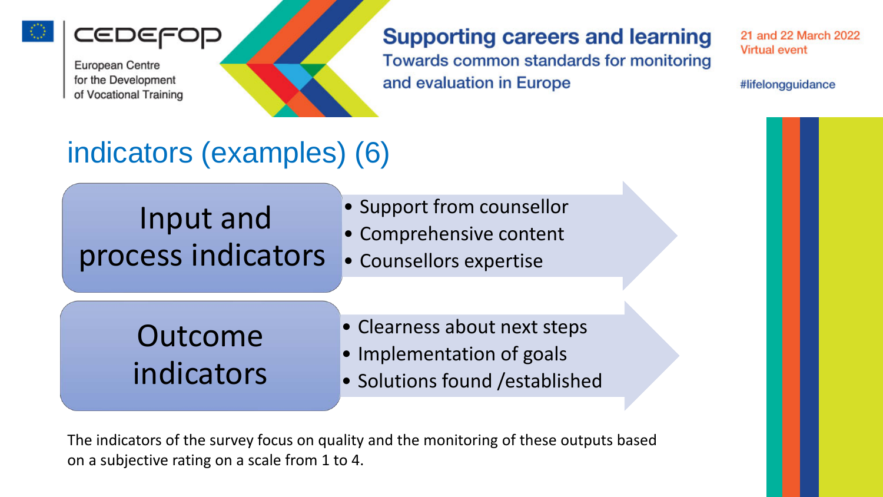## indicators (examples) (6)

**Input and process indicators**

- Support from counsellor
- Comprehensive content
- Counsellors expertise

**Outcome indicators**

- Clearness about next steps
- Implementation of goals
- Solutions found /established

The indicators of the survey focus on quality and the monitoring of these outputs based on a subjective rating on a scale from 1 to 4.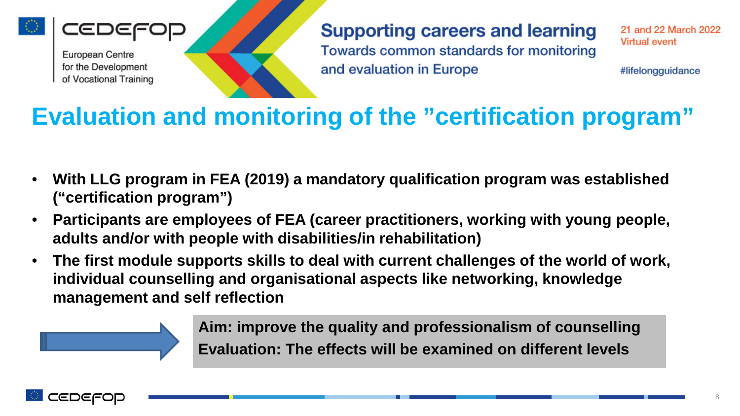# Evaluation and monitoring of the ”certification program”

- **With LLG program in FEA (2019) a mandatory qualification program was established (“certification program”)**
- **Participants are employees of FEA (career practitioners, working with young people, adults and/or with people with disabilities/in rehabilitation)**
- **The first module supports skills to deal with current challenges of the world of work, individual counselling and organisational aspects like networking, knowledge management and self reflection**

**Aim: improve the quality and professionalism of counselling**
**Evaluation: The effects will be examined on different levels**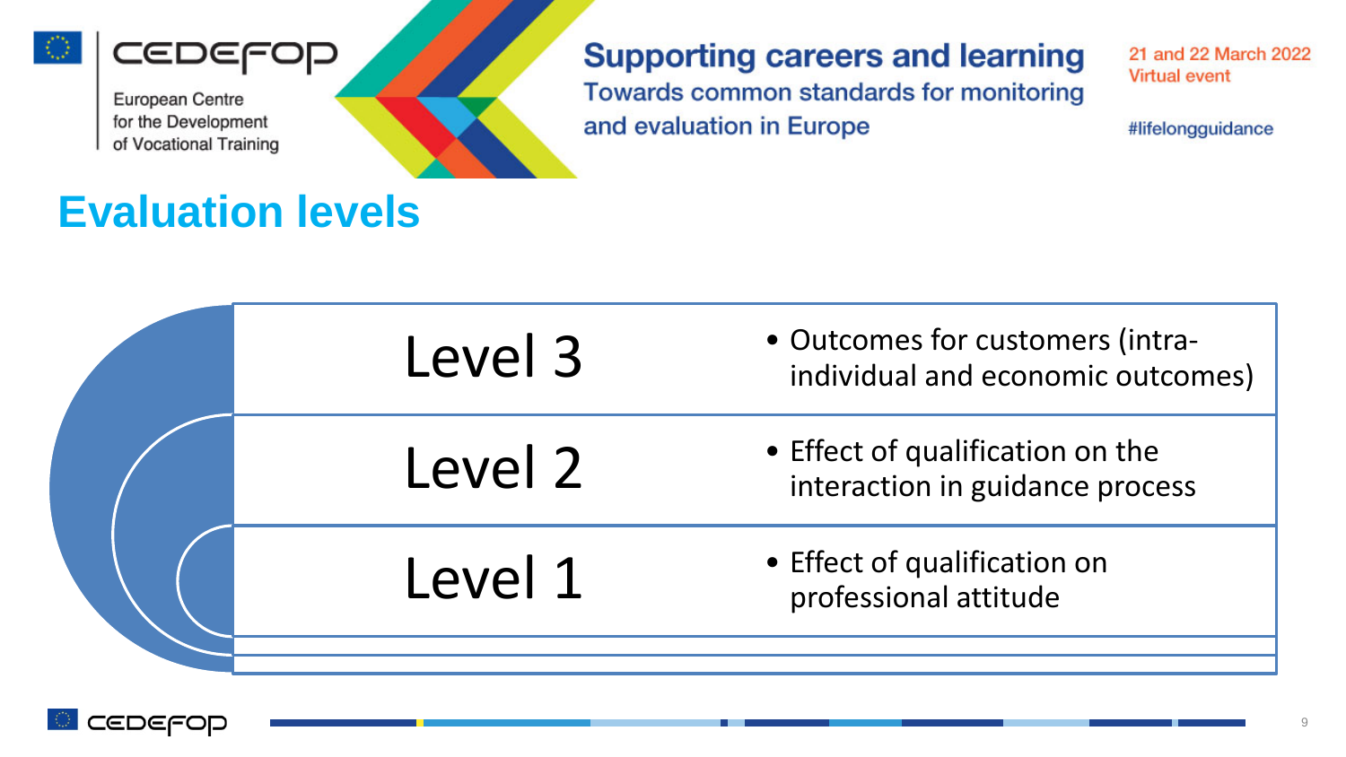## Evaluation levels

| | |
|---|---|
| Level 3 | • Outcomes for customers (intra-individual and economic outcomes) |
| Level 2 | • Effect of qualification on the interaction in guidance process |
| Level 1 | • Effect of qualification on professional attitude |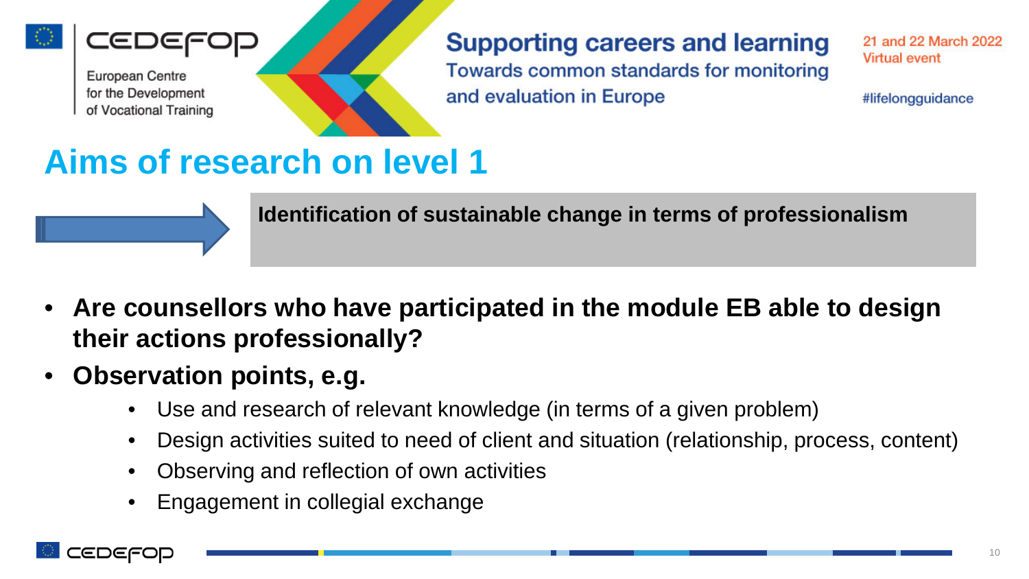# Aims of research on level 1

**Identification of sustainable change in terms of professionalism**

- **Are counsellors who have participated in the module EB able to design their actions professionally?**
- **Observation points, e.g.**
  - Use and research of relevant knowledge (in terms of a given problem)
  - Design activities suited to need of client and situation (relationship, process, content)
  - Observing and reflection of own activities
  - Engagement in collegial exchange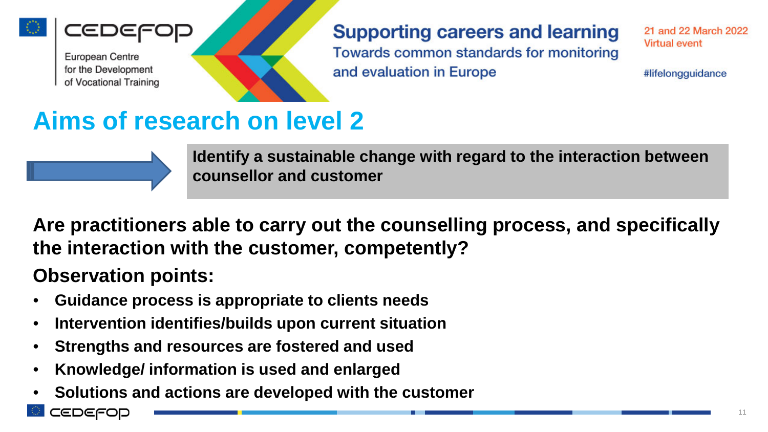# Aims of research on level 2

**Identify a sustainable change with regard to the interaction between counsellor and customer**

**Are practitioners able to carry out the counselling process, and specifically the interaction with the customer, competently?**

**Observation points:**

- **Guidance process is appropriate to clients needs**
- **Intervention identifies/builds upon current situation**
- **Strengths and resources are fostered and used**
- **Knowledge/ information is used and enlarged**
- **Solutions and actions are developed with the customer**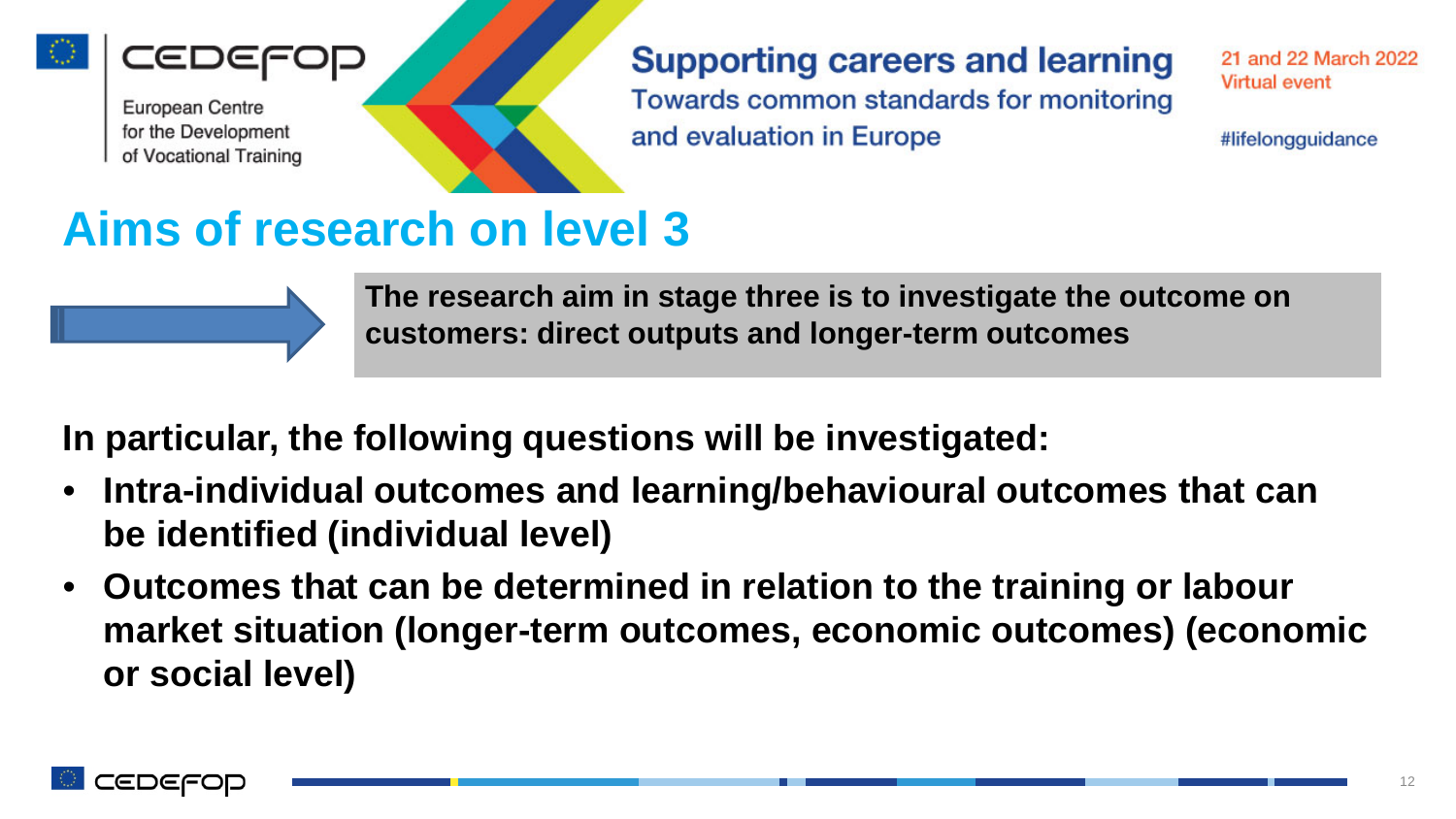# Aims of research on level 3

**The research aim in stage three is to investigate the outcome on customers: direct outputs and longer-term outcomes**

**In particular, the following questions will be investigated:**

- **Intra-individual outcomes and learning/behavioural outcomes that can be identified (individual level)**
- **Outcomes that can be determined in relation to the training or labour market situation (longer-term outcomes, economic outcomes) (economic or social level)**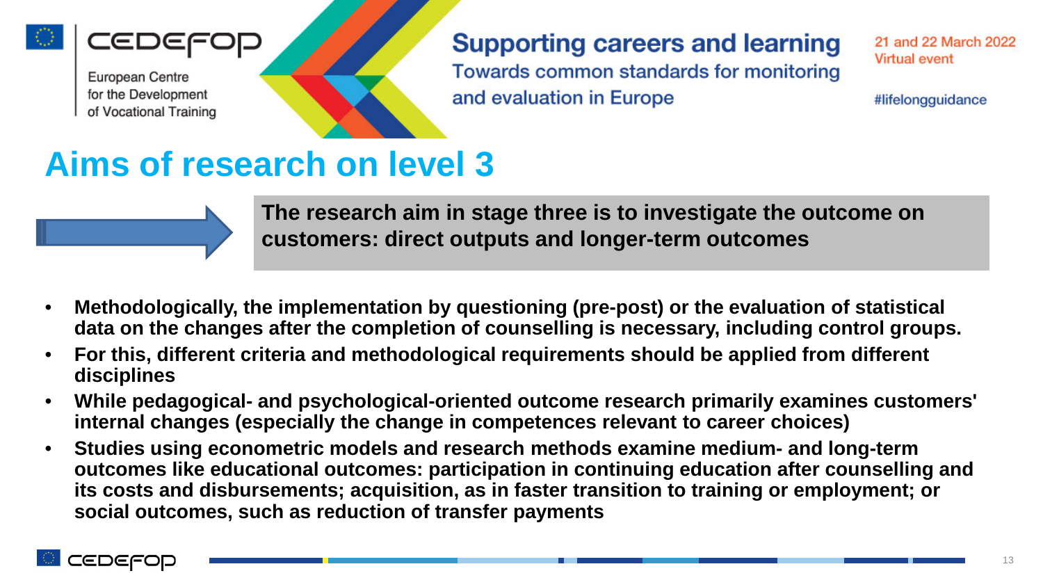# Aims of research on level 3

**The research aim in stage three is to investigate the outcome on customers: direct outputs and longer-term outcomes**

- **Methodologically, the implementation by questioning (pre-post) or the evaluation of statistical data on the changes after the completion of counselling is necessary, including control groups.**
- **For this, different criteria and methodological requirements should be applied from different disciplines**
- **While pedagogical- and psychological-oriented outcome research primarily examines customers' internal changes (especially the change in competences relevant to career choices)**
- **Studies using econometric models and research methods examine medium- and long-term outcomes like educational outcomes: participation in continuing education after counselling and its costs and disbursements; acquisition, as in faster transition to training or employment; or social outcomes, such as reduction of transfer payments**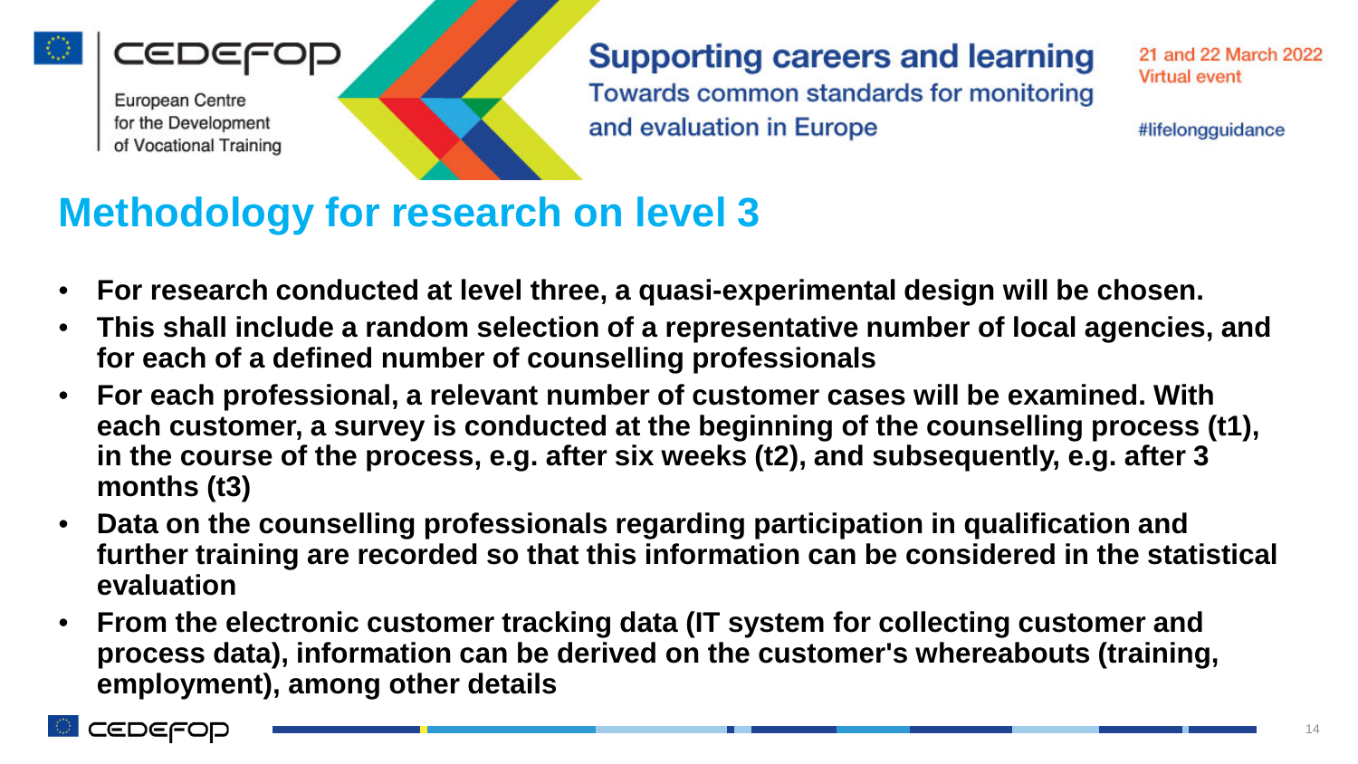# Methodology for research on level 3

- **For research conducted at level three, a quasi-experimental design will be chosen.**
- **This shall include a random selection of a representative number of local agencies, and for each of a defined number of counselling professionals**
- **For each professional, a relevant number of customer cases will be examined. With each customer, a survey is conducted at the beginning of the counselling process (t1), in the course of the process, e.g. after six weeks (t2), and subsequently, e.g. after 3 months (t3)**
- **Data on the counselling professionals regarding participation in qualification and further training are recorded so that this information can be considered in the statistical evaluation**
- **From the electronic customer tracking data (IT system for collecting customer and process data), information can be derived on the customer's whereabouts (training, employment), among other details**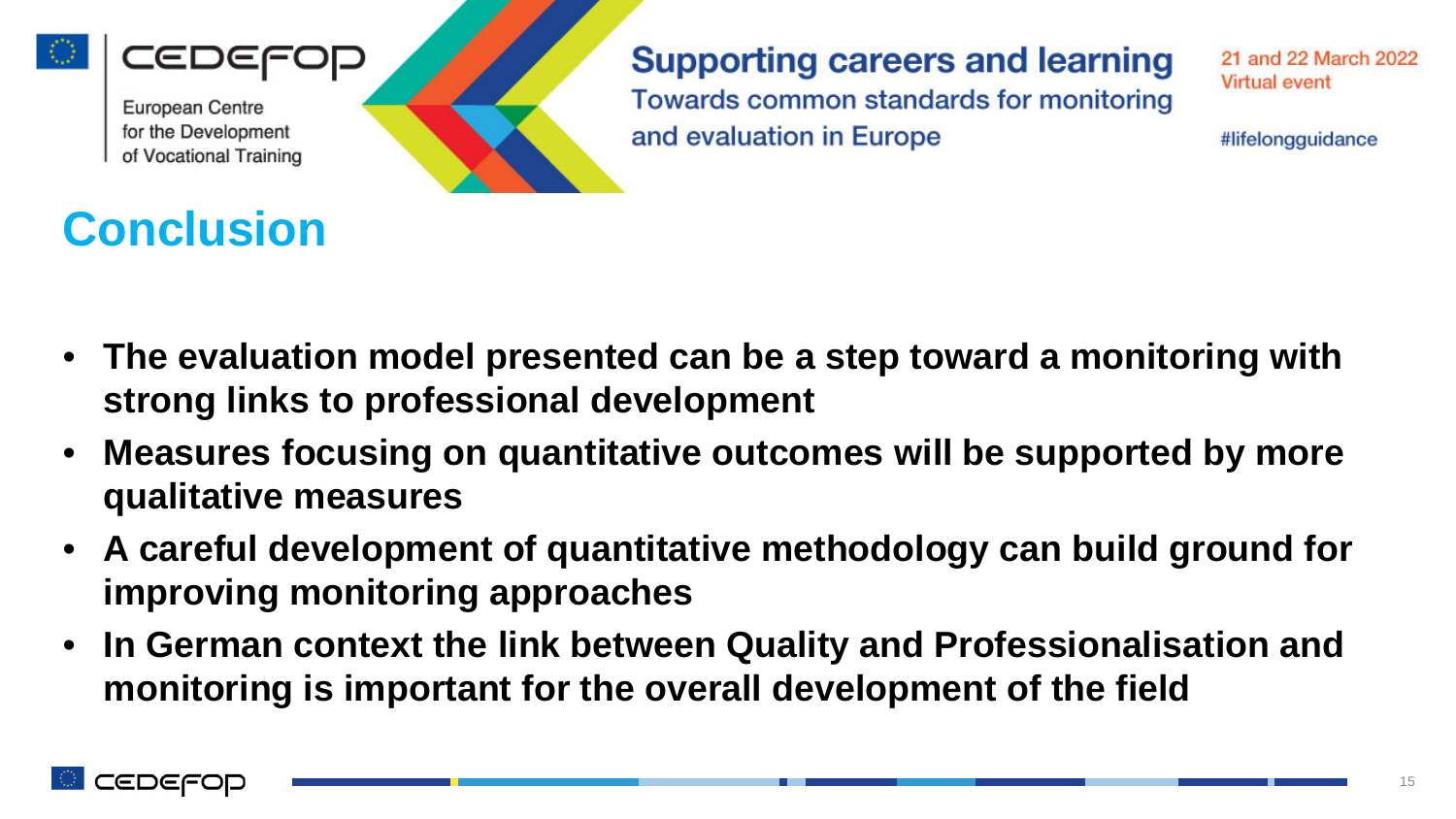# Conclusion

- **The evaluation model presented can be a step toward a monitoring with strong links to professional development**
- **Measures focusing on quantitative outcomes will be supported by more qualitative measures**
- **A careful development of quantitative methodology can build ground for improving monitoring approaches**
- **In German context the link between Quality and Professionalisation and monitoring is important for the overall development of the field**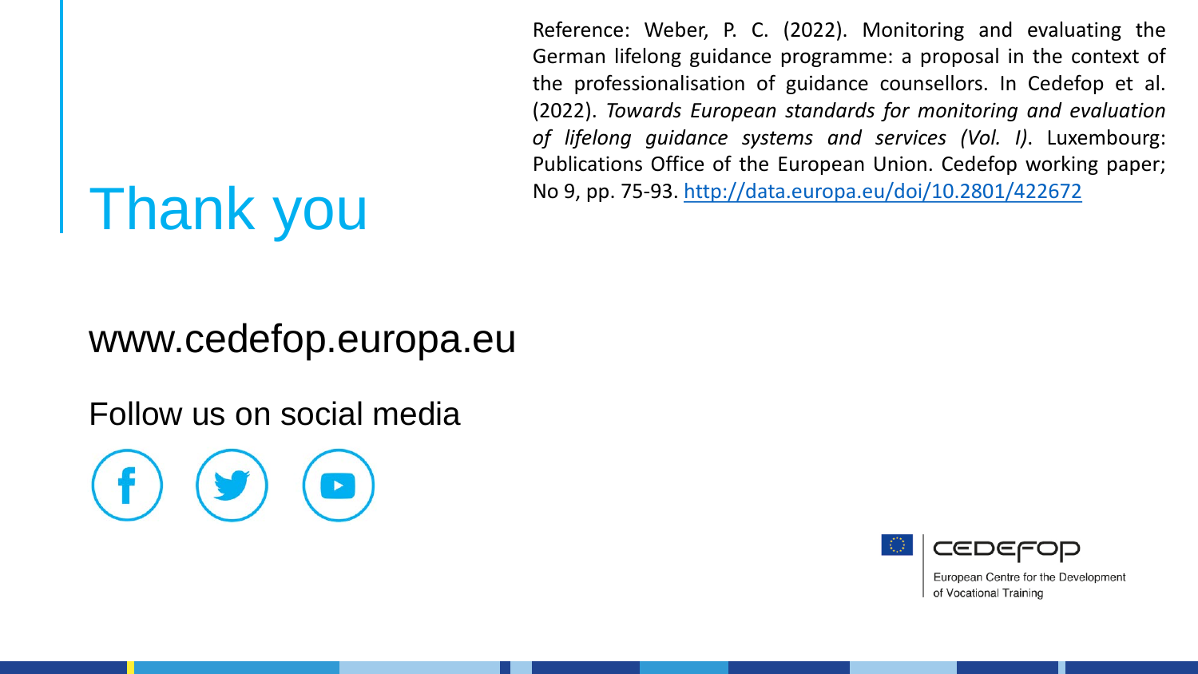# Thank you

Reference: Weber, P. C. (2022). Monitoring and evaluating the German lifelong guidance programme: a proposal in the context of the professionalisation of guidance counsellors. In Cedefop et al. (2022). *Towards European standards for monitoring and evaluation of lifelong guidance systems and services (Vol. I)*. Luxembourg: Publications Office of the European Union. Cedefop working paper; No 9, pp. 75-93. http://data.europa.eu/doi/10.2801/422672

www.cedefop.europa.eu

Follow us on social media

CEDEFOP

European Centre for the Development of Vocational Training